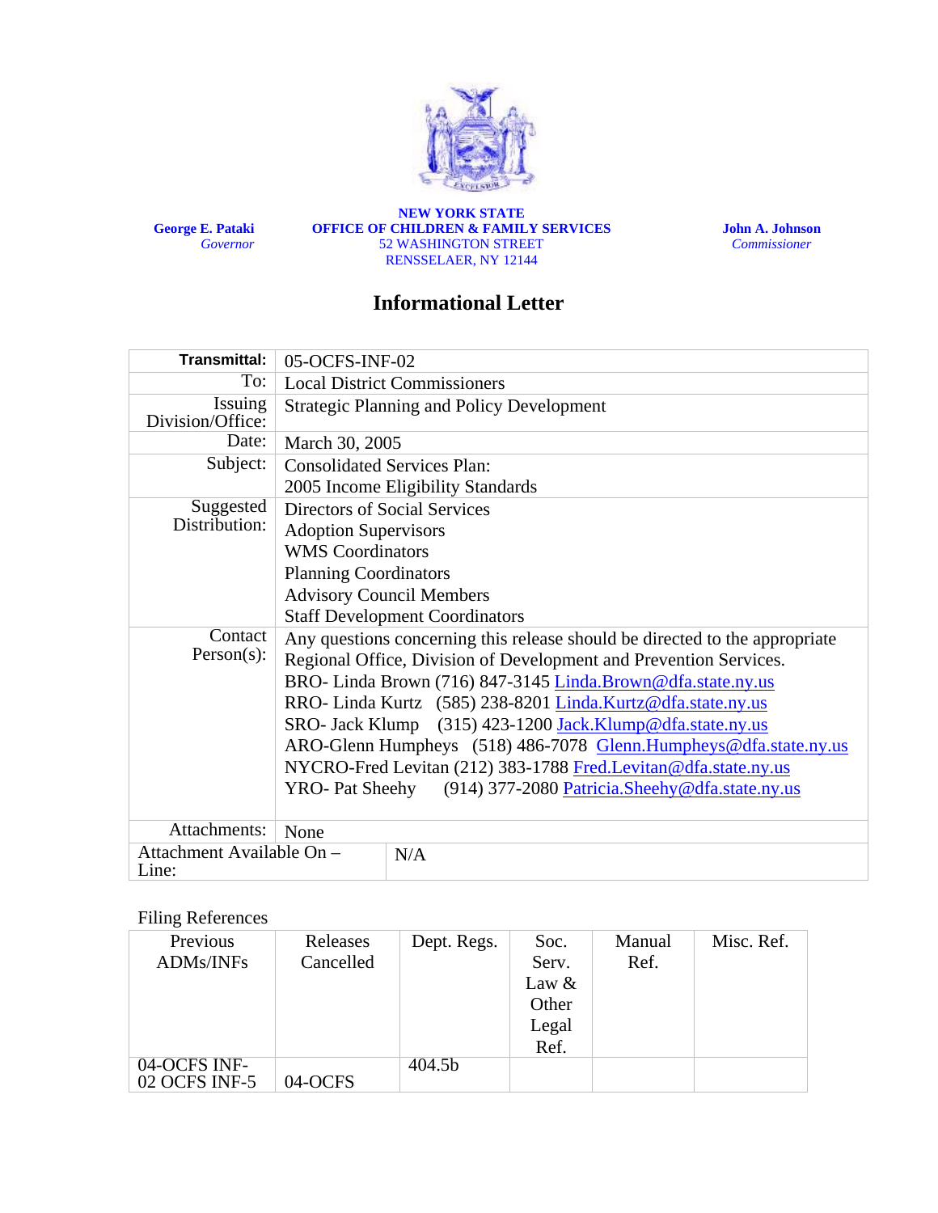**NEW YORK STATE**
**OFFICE OF CHILDREN & FAMILY SERVICES**
52 WASHINGTON STREET
RENSSELAER, NY 12144

**George E. Pataki**
*Governor*

**John A. Johnson**
*Commissioner*

# Informational Letter

| | |
|---|---|
| **Transmittal:** | 05-OCFS-INF-02 |
| To: | Local District Commissioners |
| Issuing Division/Office: | Strategic Planning and Policy Development |
| Date: | March 30, 2005 |
| Subject: | Consolidated Services Plan:<br>2005 Income Eligibility Standards |
| Suggested Distribution: | Directors of Social Services<br>Adoption Supervisors<br>WMS Coordinators<br>Planning Coordinators<br>Advisory Council Members<br>Staff Development Coordinators |
| Contact Person(s): | Any questions concerning this release should be directed to the appropriate Regional Office, Division of Development and Prevention Services.<br>BRO- Linda Brown (716) 847-3145 Linda.Brown@dfa.state.ny.us<br>RRO- Linda Kurtz (585) 238-8201 Linda.Kurtz@dfa.state.ny.us<br>SRO- Jack Klump (315) 423-1200 Jack.Klump@dfa.state.ny.us<br>ARO-Glenn Humpheys (518) 486-7078 Glenn.Humpheys@dfa.state.ny.us<br>NYCRO-Fred Levitan (212) 383-1788 Fred.Levitan@dfa.state.ny.us<br>YRO- Pat Sheehy (914) 377-2080 Patricia.Sheehy@dfa.state.ny.us |
| Attachments: | None |
| Attachment Available On – Line: | N/A |

Filing References

| Previous ADMs/INFs | Releases Cancelled | Dept. Regs. | Soc. Serv. Law & Other Legal Ref. | Manual Ref. | Misc. Ref. |
|---|---|---|---|---|---|
| 04-OCFS INF-02 OCFS INF-5 | 04-OCFS | 404.5b | | | |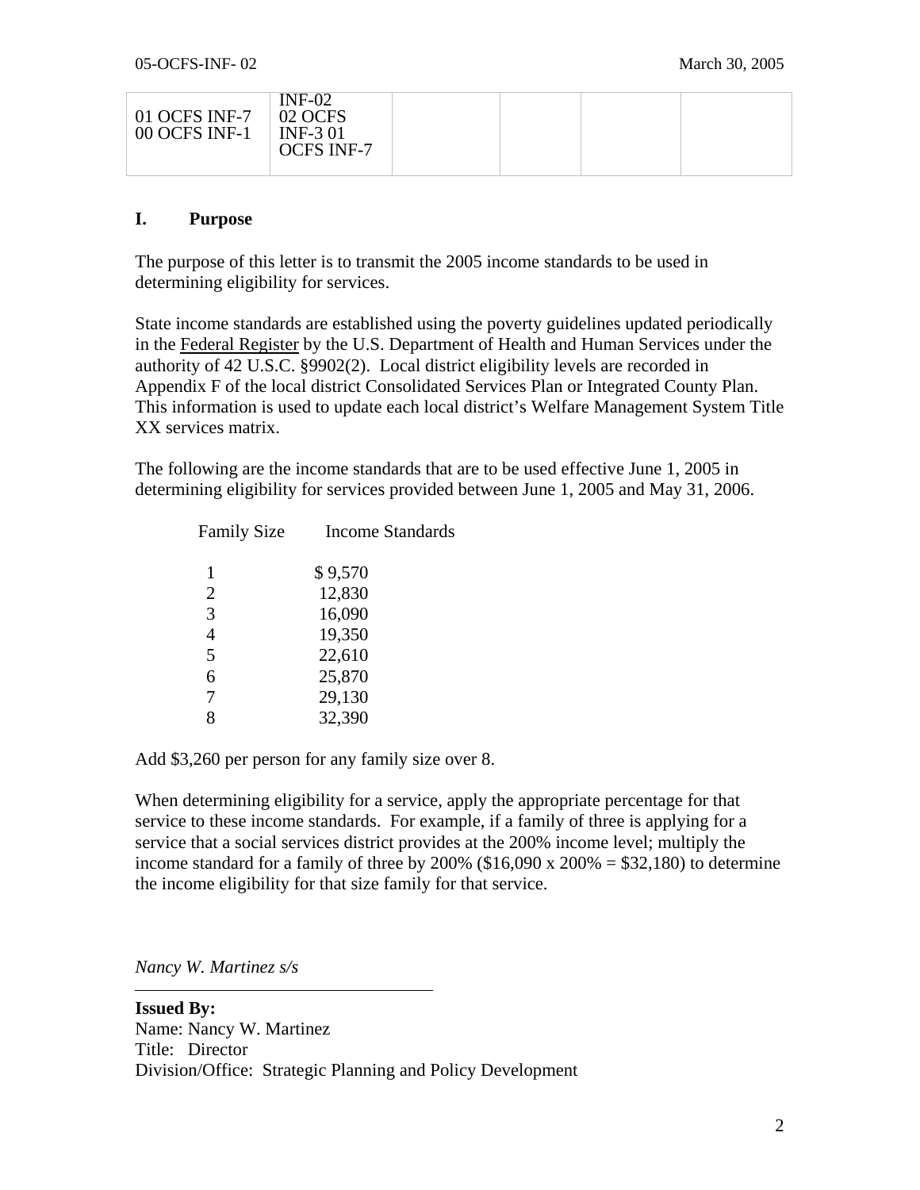| | | | | | |
|---|---|---|---|---|---|
| 01 OCFS INF-7 00 OCFS INF-1 | INF-02 02 OCFS INF-3 01 OCFS INF-7 | | | | |

## I. Purpose

The purpose of this letter is to transmit the 2005 income standards to be used in determining eligibility for services.

State income standards are established using the poverty guidelines updated periodically in the Federal Register by the U.S. Department of Health and Human Services under the authority of 42 U.S.C. §9902(2). Local district eligibility levels are recorded in Appendix F of the local district Consolidated Services Plan or Integrated County Plan. This information is used to update each local district's Welfare Management System Title XX services matrix.

The following are the income standards that are to be used effective June 1, 2005 in determining eligibility for services provided between June 1, 2005 and May 31, 2006.

| Family Size | Income Standards |
|---|---|
| 1 | $ 9,570 |
| 2 | 12,830 |
| 3 | 16,090 |
| 4 | 19,350 |
| 5 | 22,610 |
| 6 | 25,870 |
| 7 | 29,130 |
| 8 | 32,390 |

Add $3,260 per person for any family size over 8.

When determining eligibility for a service, apply the appropriate percentage for that service to these income standards. For example, if a family of three is applying for a service that a social services district provides at the 200% income level; multiply the income standard for a family of three by 200% ($16,090 x 200% = $32,180) to determine the income eligibility for that size family for that service.

*Nancy W. Martinez s/s*

**Issued By:**
Name: Nancy W. Martinez
Title: Director
Division/Office: Strategic Planning and Policy Development